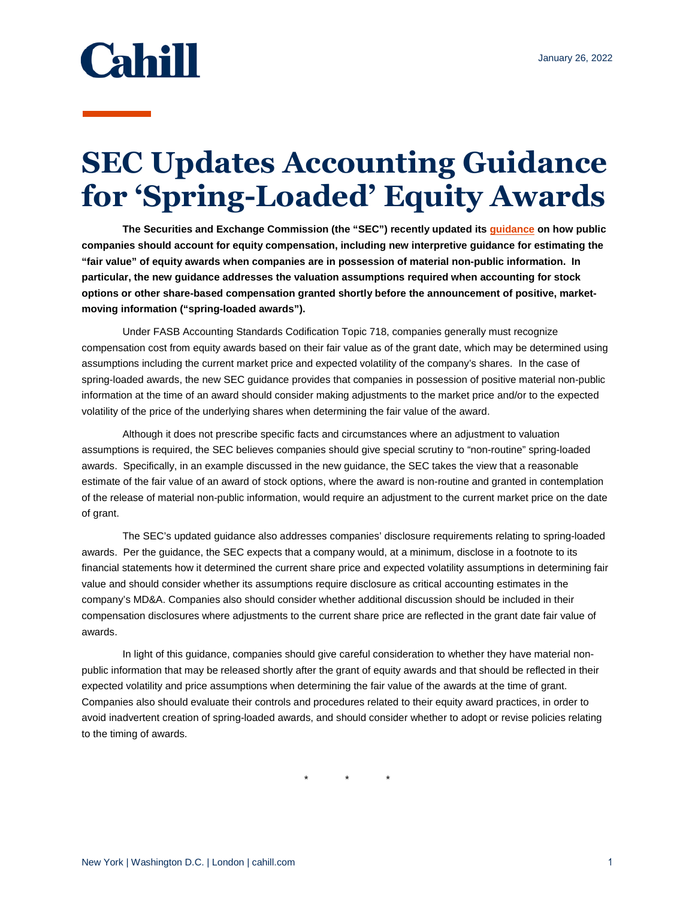Cahill

January 26, 2022

# SEC Updates Accounting Guidance for 'Spring-Loaded' Equity Awards

**The Securities and Exchange Commission (the "SEC") recently updated its guidance on how public companies should account for equity compensation, including new interpretive guidance for estimating the "fair value" of equity awards when companies are in possession of material non-public information. In particular, the new guidance addresses the valuation assumptions required when accounting for stock options or other share-based compensation granted shortly before the announcement of positive, market-moving information ("spring-loaded awards").**

Under FASB Accounting Standards Codification Topic 718, companies generally must recognize compensation cost from equity awards based on their fair value as of the grant date, which may be determined using assumptions including the current market price and expected volatility of the company's shares. In the case of spring-loaded awards, the new SEC guidance provides that companies in possession of positive material non-public information at the time of an award should consider making adjustments to the market price and/or to the expected volatility of the price of the underlying shares when determining the fair value of the award.

Although it does not prescribe specific facts and circumstances where an adjustment to valuation assumptions is required, the SEC believes companies should give special scrutiny to "non-routine" spring-loaded awards. Specifically, in an example discussed in the new guidance, the SEC takes the view that a reasonable estimate of the fair value of an award of stock options, where the award is non-routine and granted in contemplation of the release of material non-public information, would require an adjustment to the current market price on the date of grant.

The SEC's updated guidance also addresses companies' disclosure requirements relating to spring-loaded awards. Per the guidance, the SEC expects that a company would, at a minimum, disclose in a footnote to its financial statements how it determined the current share price and expected volatility assumptions in determining fair value and should consider whether its assumptions require disclosure as critical accounting estimates in the company's MD&A. Companies also should consider whether additional discussion should be included in their compensation disclosures where adjustments to the current share price are reflected in the grant date fair value of awards.

In light of this guidance, companies should give careful consideration to whether they have material non-public information that may be released shortly after the grant of equity awards and that should be reflected in their expected volatility and price assumptions when determining the fair value of the awards at the time of grant. Companies also should evaluate their controls and procedures related to their equity award practices, in order to avoid inadvertent creation of spring-loaded awards, and should consider whether to adopt or revise policies relating to the timing of awards.

\* \* \*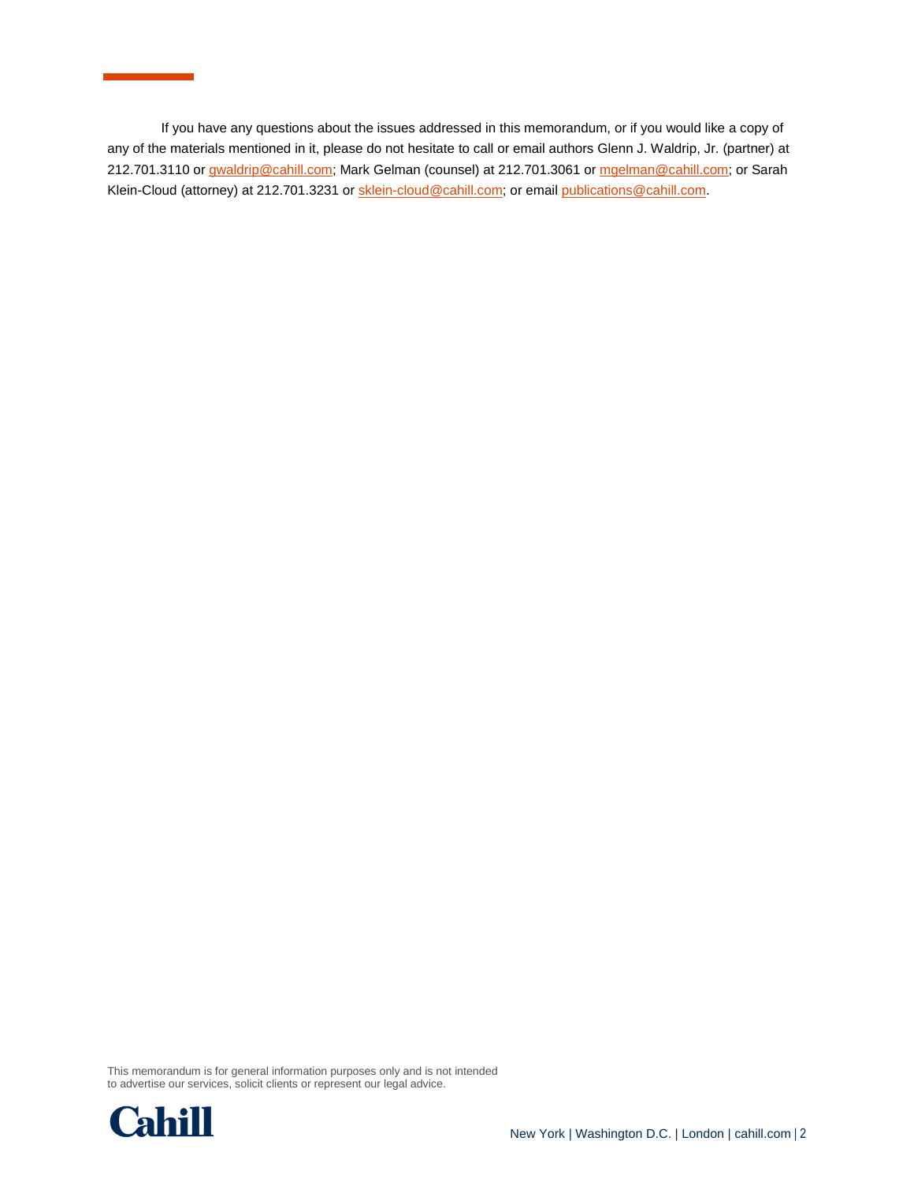If you have any questions about the issues addressed in this memorandum, or if you would like a copy of any of the materials mentioned in it, please do not hesitate to call or email authors Glenn J. Waldrip, Jr. (partner) at 212.701.3110 or gwaldrip@cahill.com; Mark Gelman (counsel) at 212.701.3061 or mgelman@cahill.com; or Sarah Klein-Cloud (attorney) at 212.701.3231 or sklein-cloud@cahill.com; or email publications@cahill.com.

This memorandum is for general information purposes only and is not intended to advertise our services, solicit clients or represent our legal advice.